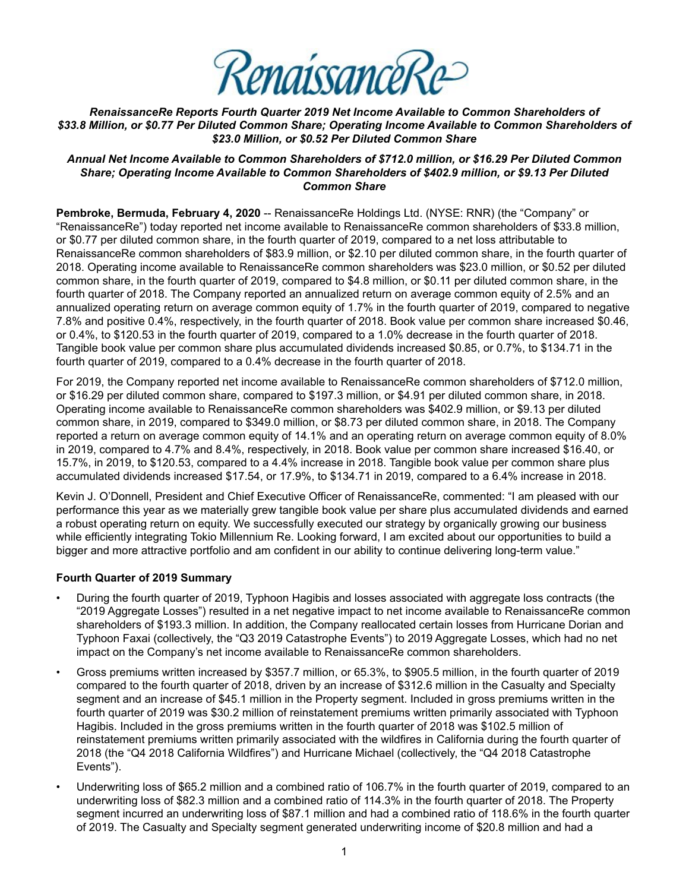RenaissanceRe

***RenaissanceRe Reports Fourth Quarter 2019 Net Income Available to Common Shareholders of $33.8 Million, or $0.77 Per Diluted Common Share; Operating Income Available to Common Shareholders of $23.0 Million, or $0.52 Per Diluted Common Share***

***Annual Net Income Available to Common Shareholders of $712.0 million, or $16.29 Per Diluted Common Share; Operating Income Available to Common Shareholders of $402.9 million, or $9.13 Per Diluted Common Share***

**Pembroke, Bermuda, February 4, 2020** -- RenaissanceRe Holdings Ltd. (NYSE: RNR) (the "Company" or "RenaissanceRe") today reported net income available to RenaissanceRe common shareholders of $33.8 million, or $0.77 per diluted common share, in the fourth quarter of 2019, compared to a net loss attributable to RenaissanceRe common shareholders of $83.9 million, or $2.10 per diluted common share, in the fourth quarter of 2018. Operating income available to RenaissanceRe common shareholders was $23.0 million, or $0.52 per diluted common share, in the fourth quarter of 2019, compared to $4.8 million, or $0.11 per diluted common share, in the fourth quarter of 2018. The Company reported an annualized return on average common equity of 2.5% and an annualized operating return on average common equity of 1.7% in the fourth quarter of 2019, compared to negative 7.8% and positive 0.4%, respectively, in the fourth quarter of 2018. Book value per common share increased $0.46, or 0.4%, to $120.53 in the fourth quarter of 2019, compared to a 1.0% decrease in the fourth quarter of 2018. Tangible book value per common share plus accumulated dividends increased $0.85, or 0.7%, to $134.71 in the fourth quarter of 2019, compared to a 0.4% decrease in the fourth quarter of 2018.

For 2019, the Company reported net income available to RenaissanceRe common shareholders of $712.0 million, or $16.29 per diluted common share, compared to $197.3 million, or $4.91 per diluted common share, in 2018. Operating income available to RenaissanceRe common shareholders was $402.9 million, or $9.13 per diluted common share, in 2019, compared to $349.0 million, or $8.73 per diluted common share, in 2018. The Company reported a return on average common equity of 14.1% and an operating return on average common equity of 8.0% in 2019, compared to 4.7% and 8.4%, respectively, in 2018. Book value per common share increased $16.40, or 15.7%, in 2019, to $120.53, compared to a 4.4% increase in 2018. Tangible book value per common share plus accumulated dividends increased $17.54, or 17.9%, to $134.71 in 2019, compared to a 6.4% increase in 2018.

Kevin J. O'Donnell, President and Chief Executive Officer of RenaissanceRe, commented: "I am pleased with our performance this year as we materially grew tangible book value per share plus accumulated dividends and earned a robust operating return on equity. We successfully executed our strategy by organically growing our business while efficiently integrating Tokio Millennium Re. Looking forward, I am excited about our opportunities to build a bigger and more attractive portfolio and am confident in our ability to continue delivering long-term value."

**Fourth Quarter of 2019 Summary**

- During the fourth quarter of 2019, Typhoon Hagibis and losses associated with aggregate loss contracts (the "2019 Aggregate Losses") resulted in a net negative impact to net income available to RenaissanceRe common shareholders of $193.3 million. In addition, the Company reallocated certain losses from Hurricane Dorian and Typhoon Faxai (collectively, the "Q3 2019 Catastrophe Events") to 2019 Aggregate Losses, which had no net impact on the Company's net income available to RenaissanceRe common shareholders.
- Gross premiums written increased by $357.7 million, or 65.3%, to $905.5 million, in the fourth quarter of 2019 compared to the fourth quarter of 2018, driven by an increase of $312.6 million in the Casualty and Specialty segment and an increase of $45.1 million in the Property segment. Included in gross premiums written in the fourth quarter of 2019 was $30.2 million of reinstatement premiums written primarily associated with Typhoon Hagibis. Included in the gross premiums written in the fourth quarter of 2018 was $102.5 million of reinstatement premiums written primarily associated with the wildfires in California during the fourth quarter of 2018 (the "Q4 2018 California Wildfires") and Hurricane Michael (collectively, the "Q4 2018 Catastrophe Events").
- Underwriting loss of $65.2 million and a combined ratio of 106.7% in the fourth quarter of 2019, compared to an underwriting loss of $82.3 million and a combined ratio of 114.3% in the fourth quarter of 2018. The Property segment incurred an underwriting loss of $87.1 million and had a combined ratio of 118.6% in the fourth quarter of 2019. The Casualty and Specialty segment generated underwriting income of $20.8 million and had a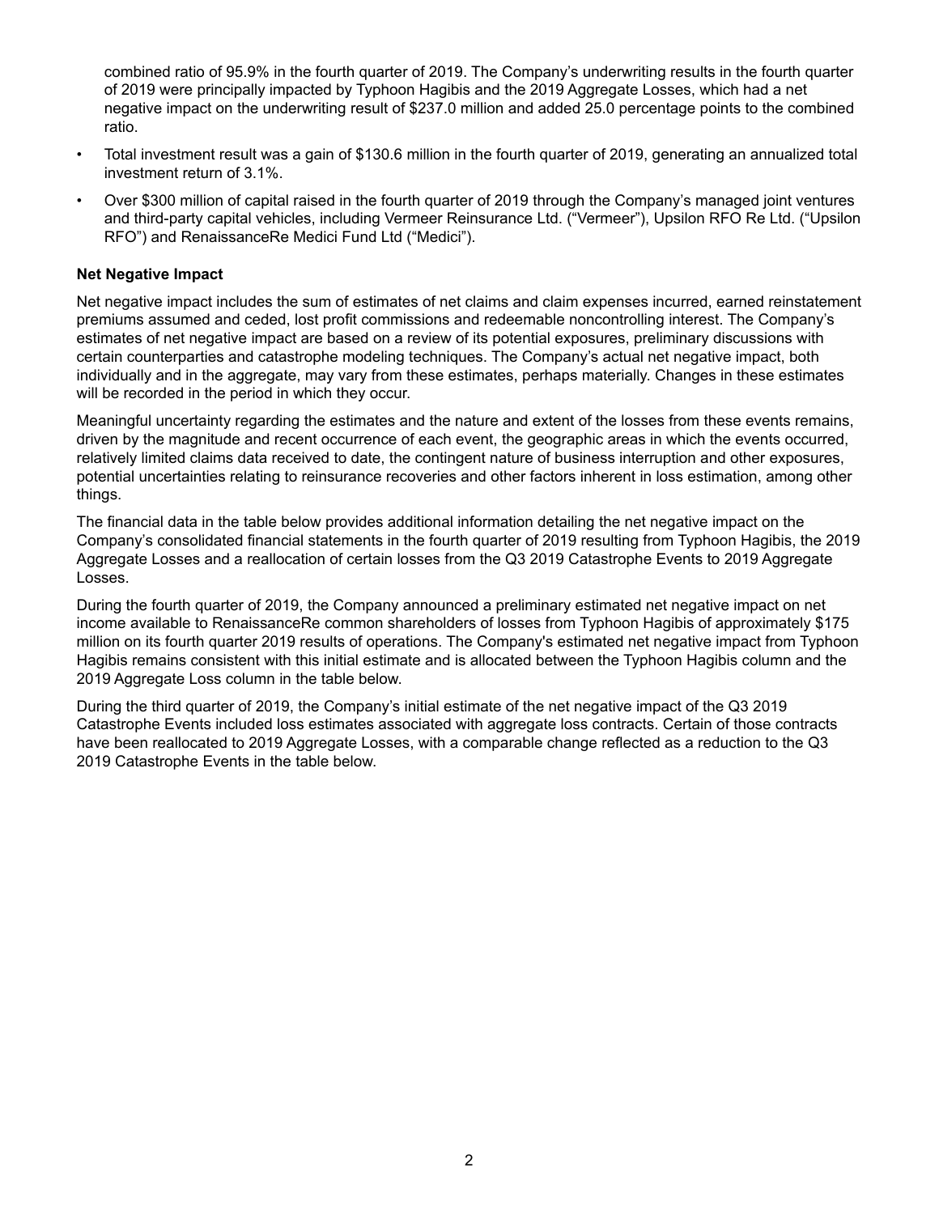combined ratio of 95.9% in the fourth quarter of 2019. The Company's underwriting results in the fourth quarter of 2019 were principally impacted by Typhoon Hagibis and the 2019 Aggregate Losses, which had a net negative impact on the underwriting result of $237.0 million and added 25.0 percentage points to the combined ratio.

- Total investment result was a gain of $130.6 million in the fourth quarter of 2019, generating an annualized total investment return of 3.1%.
- Over $300 million of capital raised in the fourth quarter of 2019 through the Company's managed joint ventures and third-party capital vehicles, including Vermeer Reinsurance Ltd. ("Vermeer"), Upsilon RFO Re Ltd. ("Upsilon RFO") and RenaissanceRe Medici Fund Ltd ("Medici").

**Net Negative Impact**

Net negative impact includes the sum of estimates of net claims and claim expenses incurred, earned reinstatement premiums assumed and ceded, lost profit commissions and redeemable noncontrolling interest. The Company's estimates of net negative impact are based on a review of its potential exposures, preliminary discussions with certain counterparties and catastrophe modeling techniques. The Company's actual net negative impact, both individually and in the aggregate, may vary from these estimates, perhaps materially. Changes in these estimates will be recorded in the period in which they occur.

Meaningful uncertainty regarding the estimates and the nature and extent of the losses from these events remains, driven by the magnitude and recent occurrence of each event, the geographic areas in which the events occurred, relatively limited claims data received to date, the contingent nature of business interruption and other exposures, potential uncertainties relating to reinsurance recoveries and other factors inherent in loss estimation, among other things.

The financial data in the table below provides additional information detailing the net negative impact on the Company's consolidated financial statements in the fourth quarter of 2019 resulting from Typhoon Hagibis, the 2019 Aggregate Losses and a reallocation of certain losses from the Q3 2019 Catastrophe Events to 2019 Aggregate Losses.

During the fourth quarter of 2019, the Company announced a preliminary estimated net negative impact on net income available to RenaissanceRe common shareholders of losses from Typhoon Hagibis of approximately $175 million on its fourth quarter 2019 results of operations. The Company's estimated net negative impact from Typhoon Hagibis remains consistent with this initial estimate and is allocated between the Typhoon Hagibis column and the 2019 Aggregate Loss column in the table below.

During the third quarter of 2019, the Company's initial estimate of the net negative impact of the Q3 2019 Catastrophe Events included loss estimates associated with aggregate loss contracts. Certain of those contracts have been reallocated to 2019 Aggregate Losses, with a comparable change reflected as a reduction to the Q3 2019 Catastrophe Events in the table below.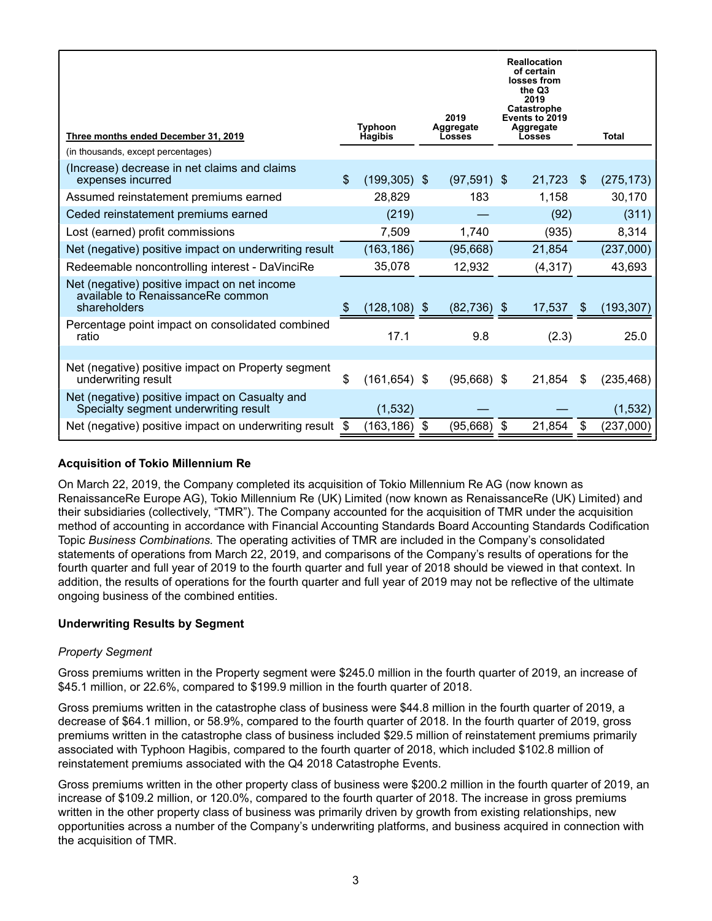| Three months ended December 31, 2019 | Typhoon Hagibis | 2019 Aggregate Losses | Reallocation of certain losses from the Q3 2019 Catastrophe Events to 2019 Aggregate Losses | Total |
|---|---|---|---|---|
| (in thousands, except percentages) | | | | |
| (Increase) decrease in net claims and claims expenses incurred | $ (199,305) | $ (97,591) | $ 21,723 | $ (275,173) |
| Assumed reinstatement premiums earned | 28,829 | 183 | 1,158 | 30,170 |
| Ceded reinstatement premiums earned | (219) | — | (92) | (311) |
| Lost (earned) profit commissions | 7,509 | 1,740 | (935) | 8,314 |
| Net (negative) positive impact on underwriting result | (163,186) | (95,668) | 21,854 | (237,000) |
| Redeemable noncontrolling interest - DaVinciRe | 35,078 | 12,932 | (4,317) | 43,693 |
| Net (negative) positive impact on net income available to RenaissanceRe common shareholders | $ (128,108) | $ (82,736) | $ 17,537 | $ (193,307) |
| Percentage point impact on consolidated combined ratio | 17.1 | 9.8 | (2.3) | 25.0 |
| | | | | |
| Net (negative) positive impact on Property segment underwriting result | $ (161,654) | $ (95,668) | $ 21,854 | $ (235,468) |
| Net (negative) positive impact on Casualty and Specialty segment underwriting result | (1,532) | — | — | (1,532) |
| Net (negative) positive impact on underwriting result | $ (163,186) | $ (95,668) | $ 21,854 | $ (237,000) |

**Acquisition of Tokio Millennium Re**

On March 22, 2019, the Company completed its acquisition of Tokio Millennium Re AG (now known as RenaissanceRe Europe AG), Tokio Millennium Re (UK) Limited (now known as RenaissanceRe (UK) Limited) and their subsidiaries (collectively, "TMR"). The Company accounted for the acquisition of TMR under the acquisition method of accounting in accordance with Financial Accounting Standards Board Accounting Standards Codification Topic *Business Combinations.* The operating activities of TMR are included in the Company's consolidated statements of operations from March 22, 2019, and comparisons of the Company's results of operations for the fourth quarter and full year of 2019 to the fourth quarter and full year of 2018 should be viewed in that context. In addition, the results of operations for the fourth quarter and full year of 2019 may not be reflective of the ultimate ongoing business of the combined entities.

**Underwriting Results by Segment**

*Property Segment*

Gross premiums written in the Property segment were $245.0 million in the fourth quarter of 2019, an increase of $45.1 million, or 22.6%, compared to $199.9 million in the fourth quarter of 2018.

Gross premiums written in the catastrophe class of business were $44.8 million in the fourth quarter of 2019, a decrease of $64.1 million, or 58.9%, compared to the fourth quarter of 2018. In the fourth quarter of 2019, gross premiums written in the catastrophe class of business included $29.5 million of reinstatement premiums primarily associated with Typhoon Hagibis, compared to the fourth quarter of 2018, which included $102.8 million of reinstatement premiums associated with the Q4 2018 Catastrophe Events.

Gross premiums written in the other property class of business were $200.2 million in the fourth quarter of 2019, an increase of $109.2 million, or 120.0%, compared to the fourth quarter of 2018. The increase in gross premiums written in the other property class of business was primarily driven by growth from existing relationships, new opportunities across a number of the Company's underwriting platforms, and business acquired in connection with the acquisition of TMR.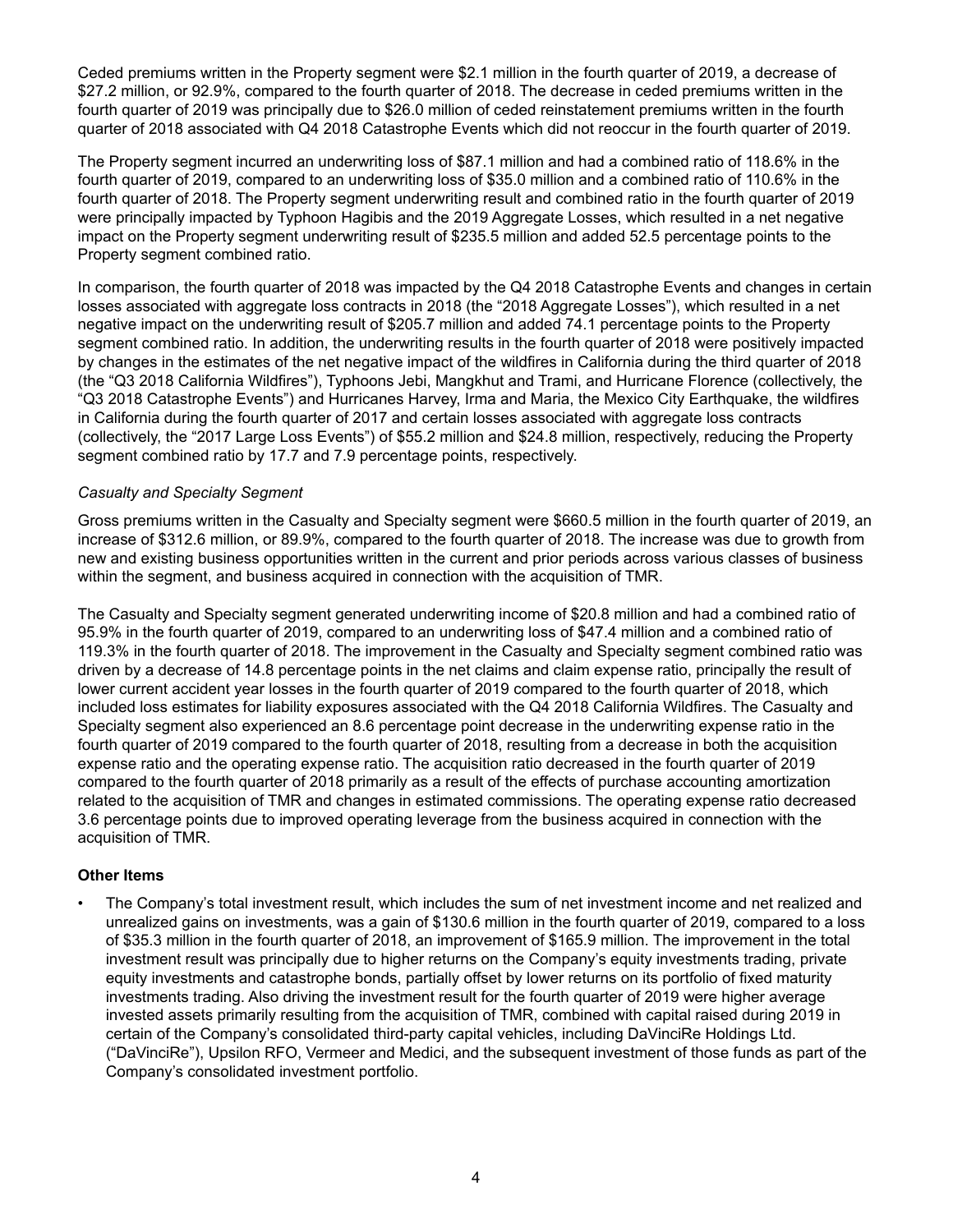Ceded premiums written in the Property segment were $2.1 million in the fourth quarter of 2019, a decrease of $27.2 million, or 92.9%, compared to the fourth quarter of 2018. The decrease in ceded premiums written in the fourth quarter of 2019 was principally due to $26.0 million of ceded reinstatement premiums written in the fourth quarter of 2018 associated with Q4 2018 Catastrophe Events which did not reoccur in the fourth quarter of 2019.

The Property segment incurred an underwriting loss of $87.1 million and had a combined ratio of 118.6% in the fourth quarter of 2019, compared to an underwriting loss of $35.0 million and a combined ratio of 110.6% in the fourth quarter of 2018. The Property segment underwriting result and combined ratio in the fourth quarter of 2019 were principally impacted by Typhoon Hagibis and the 2019 Aggregate Losses, which resulted in a net negative impact on the Property segment underwriting result of $235.5 million and added 52.5 percentage points to the Property segment combined ratio.

In comparison, the fourth quarter of 2018 was impacted by the Q4 2018 Catastrophe Events and changes in certain losses associated with aggregate loss contracts in 2018 (the "2018 Aggregate Losses"), which resulted in a net negative impact on the underwriting result of $205.7 million and added 74.1 percentage points to the Property segment combined ratio. In addition, the underwriting results in the fourth quarter of 2018 were positively impacted by changes in the estimates of the net negative impact of the wildfires in California during the third quarter of 2018 (the "Q3 2018 California Wildfires"), Typhoons Jebi, Mangkhut and Trami, and Hurricane Florence (collectively, the "Q3 2018 Catastrophe Events") and Hurricanes Harvey, Irma and Maria, the Mexico City Earthquake, the wildfires in California during the fourth quarter of 2017 and certain losses associated with aggregate loss contracts (collectively, the "2017 Large Loss Events") of $55.2 million and $24.8 million, respectively, reducing the Property segment combined ratio by 17.7 and 7.9 percentage points, respectively.

*Casualty and Specialty Segment*

Gross premiums written in the Casualty and Specialty segment were $660.5 million in the fourth quarter of 2019, an increase of $312.6 million, or 89.9%, compared to the fourth quarter of 2018. The increase was due to growth from new and existing business opportunities written in the current and prior periods across various classes of business within the segment, and business acquired in connection with the acquisition of TMR.

The Casualty and Specialty segment generated underwriting income of $20.8 million and had a combined ratio of 95.9% in the fourth quarter of 2019, compared to an underwriting loss of $47.4 million and a combined ratio of 119.3% in the fourth quarter of 2018. The improvement in the Casualty and Specialty segment combined ratio was driven by a decrease of 14.8 percentage points in the net claims and claim expense ratio, principally the result of lower current accident year losses in the fourth quarter of 2019 compared to the fourth quarter of 2018, which included loss estimates for liability exposures associated with the Q4 2018 California Wildfires. The Casualty and Specialty segment also experienced an 8.6 percentage point decrease in the underwriting expense ratio in the fourth quarter of 2019 compared to the fourth quarter of 2018, resulting from a decrease in both the acquisition expense ratio and the operating expense ratio. The acquisition ratio decreased in the fourth quarter of 2019 compared to the fourth quarter of 2018 primarily as a result of the effects of purchase accounting amortization related to the acquisition of TMR and changes in estimated commissions. The operating expense ratio decreased 3.6 percentage points due to improved operating leverage from the business acquired in connection with the acquisition of TMR.

**Other Items**

- The Company's total investment result, which includes the sum of net investment income and net realized and unrealized gains on investments, was a gain of $130.6 million in the fourth quarter of 2019, compared to a loss of $35.3 million in the fourth quarter of 2018, an improvement of $165.9 million. The improvement in the total investment result was principally due to higher returns on the Company's equity investments trading, private equity investments and catastrophe bonds, partially offset by lower returns on its portfolio of fixed maturity investments trading. Also driving the investment result for the fourth quarter of 2019 were higher average invested assets primarily resulting from the acquisition of TMR, combined with capital raised during 2019 in certain of the Company's consolidated third-party capital vehicles, including DaVinciRe Holdings Ltd. ("DaVinciRe"), Upsilon RFO, Vermeer and Medici, and the subsequent investment of those funds as part of the Company's consolidated investment portfolio.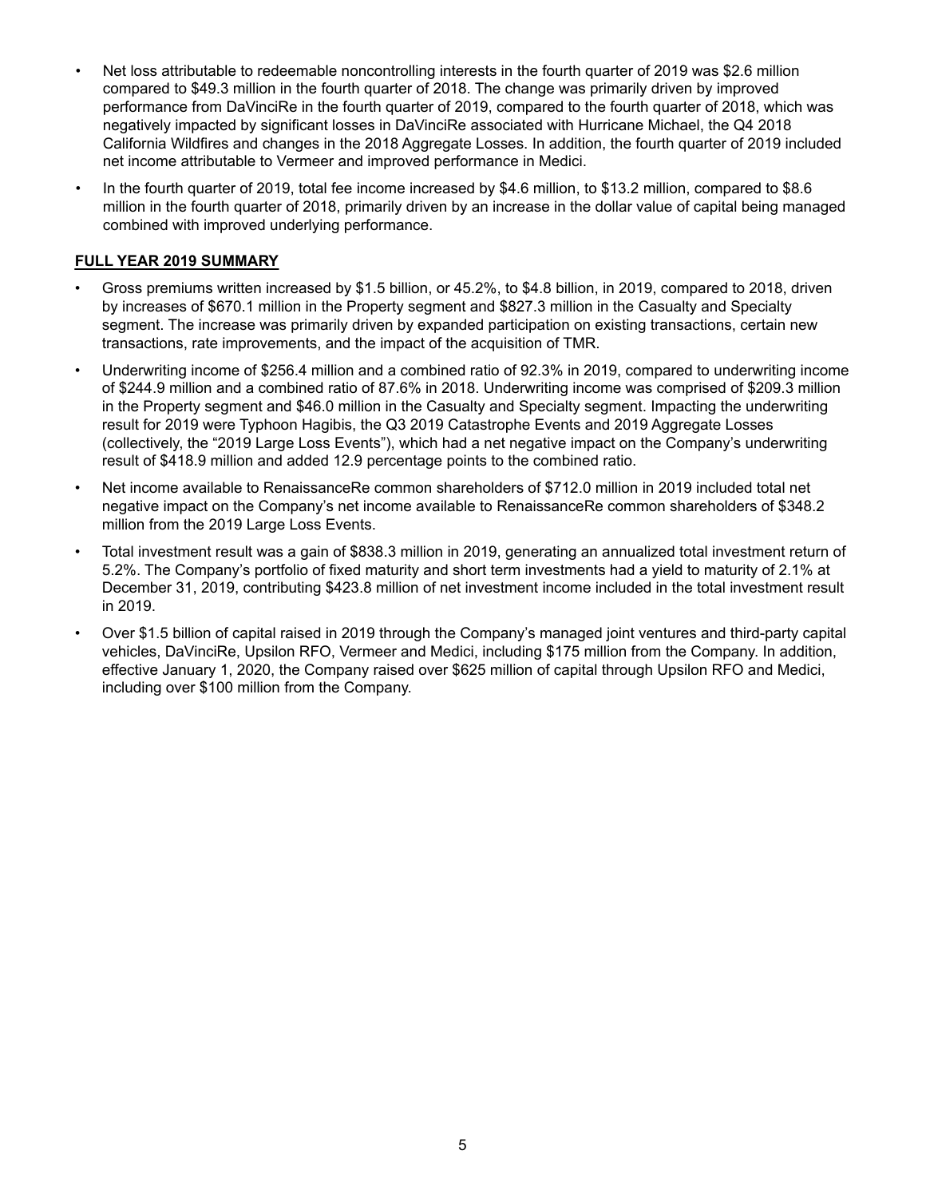- Net loss attributable to redeemable noncontrolling interests in the fourth quarter of 2019 was $2.6 million compared to $49.3 million in the fourth quarter of 2018. The change was primarily driven by improved performance from DaVinciRe in the fourth quarter of 2019, compared to the fourth quarter of 2018, which was negatively impacted by significant losses in DaVinciRe associated with Hurricane Michael, the Q4 2018 California Wildfires and changes in the 2018 Aggregate Losses. In addition, the fourth quarter of 2019 included net income attributable to Vermeer and improved performance in Medici.
- In the fourth quarter of 2019, total fee income increased by $4.6 million, to $13.2 million, compared to $8.6 million in the fourth quarter of 2018, primarily driven by an increase in the dollar value of capital being managed combined with improved underlying performance.

**FULL YEAR 2019 SUMMARY**

- Gross premiums written increased by $1.5 billion, or 45.2%, to $4.8 billion, in 2019, compared to 2018, driven by increases of $670.1 million in the Property segment and $827.3 million in the Casualty and Specialty segment. The increase was primarily driven by expanded participation on existing transactions, certain new transactions, rate improvements, and the impact of the acquisition of TMR.
- Underwriting income of $256.4 million and a combined ratio of 92.3% in 2019, compared to underwriting income of $244.9 million and a combined ratio of 87.6% in 2018. Underwriting income was comprised of $209.3 million in the Property segment and $46.0 million in the Casualty and Specialty segment. Impacting the underwriting result for 2019 were Typhoon Hagibis, the Q3 2019 Catastrophe Events and 2019 Aggregate Losses (collectively, the "2019 Large Loss Events"), which had a net negative impact on the Company's underwriting result of $418.9 million and added 12.9 percentage points to the combined ratio.
- Net income available to RenaissanceRe common shareholders of $712.0 million in 2019 included total net negative impact on the Company's net income available to RenaissanceRe common shareholders of $348.2 million from the 2019 Large Loss Events.
- Total investment result was a gain of $838.3 million in 2019, generating an annualized total investment return of 5.2%. The Company's portfolio of fixed maturity and short term investments had a yield to maturity of 2.1% at December 31, 2019, contributing $423.8 million of net investment income included in the total investment result in 2019.
- Over $1.5 billion of capital raised in 2019 through the Company's managed joint ventures and third-party capital vehicles, DaVinciRe, Upsilon RFO, Vermeer and Medici, including $175 million from the Company. In addition, effective January 1, 2020, the Company raised over $625 million of capital through Upsilon RFO and Medici, including over $100 million from the Company.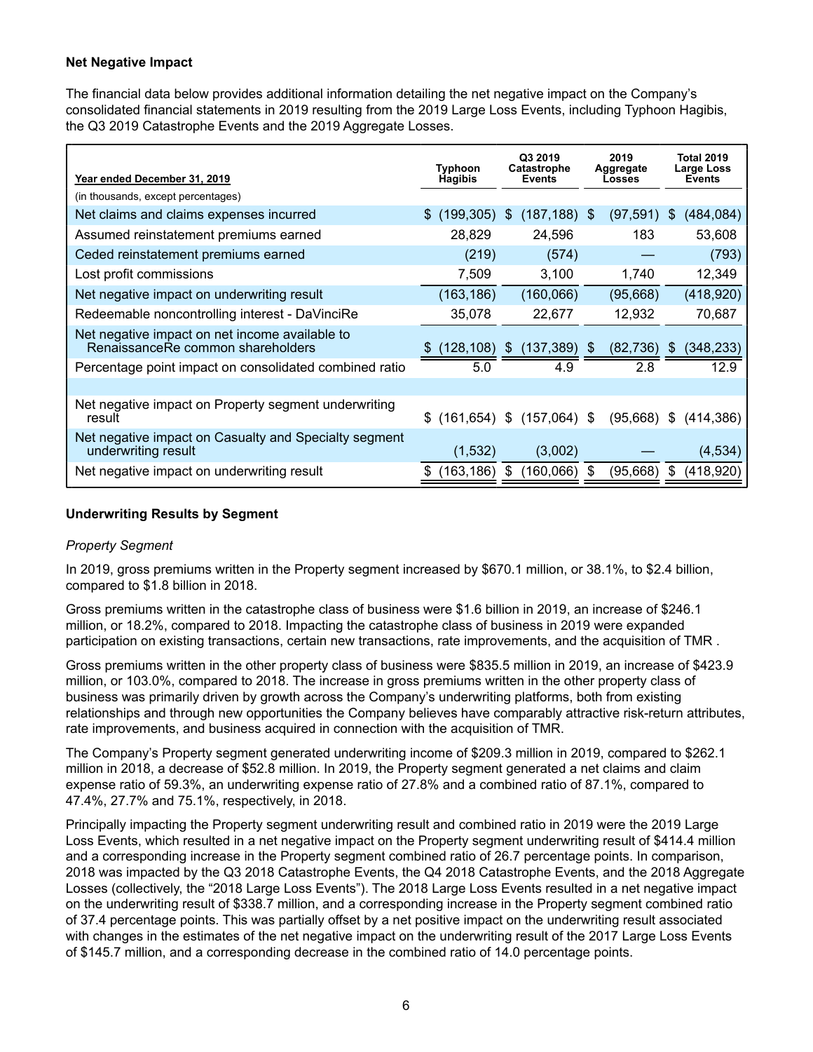**Net Negative Impact**

The financial data below provides additional information detailing the net negative impact on the Company's consolidated financial statements in 2019 resulting from the 2019 Large Loss Events, including Typhoon Hagibis, the Q3 2019 Catastrophe Events and the 2019 Aggregate Losses.

| Year ended December 31, 2019 | Typhoon Hagibis | Q3 2019 Catastrophe Events | 2019 Aggregate Losses | Total 2019 Large Loss Events |
|---|---|---|---|---|
| (in thousands, except percentages) | | | | |
| Net claims and claims expenses incurred | $ (199,305) | $ (187,188) | $ (97,591) | $ (484,084) |
| Assumed reinstatement premiums earned | 28,829 | 24,596 | 183 | 53,608 |
| Ceded reinstatement premiums earned | (219) | (574) | — | (793) |
| Lost profit commissions | 7,509 | 3,100 | 1,740 | 12,349 |
| Net negative impact on underwriting result | (163,186) | (160,066) | (95,668) | (418,920) |
| Redeemable noncontrolling interest - DaVinciRe | 35,078 | 22,677 | 12,932 | 70,687 |
| Net negative impact on net income available to RenaissanceRe common shareholders | $ (128,108) | $ (137,389) | $ (82,736) | $ (348,233) |
| Percentage point impact on consolidated combined ratio | 5.0 | 4.9 | 2.8 | 12.9 |
| | | | | |
| Net negative impact on Property segment underwriting result | $ (161,654) | $ (157,064) | $ (95,668) | $ (414,386) |
| Net negative impact on Casualty and Specialty segment underwriting result | (1,532) | (3,002) | — | (4,534) |
| Net negative impact on underwriting result | $ (163,186) | $ (160,066) | $ (95,668) | $ (418,920) |

**Underwriting Results by Segment**

*Property Segment*

In 2019, gross premiums written in the Property segment increased by $670.1 million, or 38.1%, to $2.4 billion, compared to $1.8 billion in 2018.

Gross premiums written in the catastrophe class of business were $1.6 billion in 2019, an increase of $246.1 million, or 18.2%, compared to 2018. Impacting the catastrophe class of business in 2019 were expanded participation on existing transactions, certain new transactions, rate improvements, and the acquisition of TMR .

Gross premiums written in the other property class of business were $835.5 million in 2019, an increase of $423.9 million, or 103.0%, compared to 2018. The increase in gross premiums written in the other property class of business was primarily driven by growth across the Company's underwriting platforms, both from existing relationships and through new opportunities the Company believes have comparably attractive risk-return attributes, rate improvements, and business acquired in connection with the acquisition of TMR.

The Company's Property segment generated underwriting income of $209.3 million in 2019, compared to $262.1 million in 2018, a decrease of $52.8 million. In 2019, the Property segment generated a net claims and claim expense ratio of 59.3%, an underwriting expense ratio of 27.8% and a combined ratio of 87.1%, compared to 47.4%, 27.7% and 75.1%, respectively, in 2018.

Principally impacting the Property segment underwriting result and combined ratio in 2019 were the 2019 Large Loss Events, which resulted in a net negative impact on the Property segment underwriting result of $414.4 million and a corresponding increase in the Property segment combined ratio of 26.7 percentage points. In comparison, 2018 was impacted by the Q3 2018 Catastrophe Events, the Q4 2018 Catastrophe Events, and the 2018 Aggregate Losses (collectively, the "2018 Large Loss Events"). The 2018 Large Loss Events resulted in a net negative impact on the underwriting result of $338.7 million, and a corresponding increase in the Property segment combined ratio of 37.4 percentage points. This was partially offset by a net positive impact on the underwriting result associated with changes in the estimates of the net negative impact on the underwriting result of the 2017 Large Loss Events of $145.7 million, and a corresponding decrease in the combined ratio of 14.0 percentage points.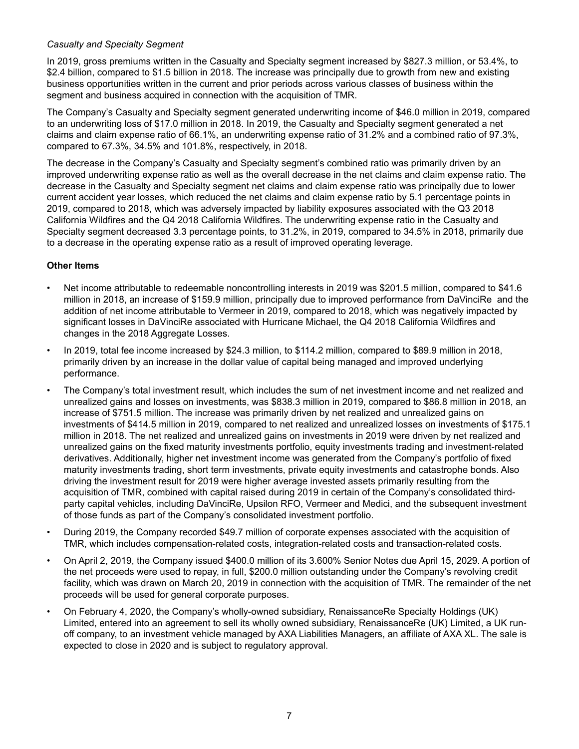*Casualty and Specialty Segment*

In 2019, gross premiums written in the Casualty and Specialty segment increased by $827.3 million, or 53.4%, to $2.4 billion, compared to $1.5 billion in 2018. The increase was principally due to growth from new and existing business opportunities written in the current and prior periods across various classes of business within the segment and business acquired in connection with the acquisition of TMR.

The Company's Casualty and Specialty segment generated underwriting income of $46.0 million in 2019, compared to an underwriting loss of $17.0 million in 2018. In 2019, the Casualty and Specialty segment generated a net claims and claim expense ratio of 66.1%, an underwriting expense ratio of 31.2% and a combined ratio of 97.3%, compared to 67.3%, 34.5% and 101.8%, respectively, in 2018.

The decrease in the Company's Casualty and Specialty segment's combined ratio was primarily driven by an improved underwriting expense ratio as well as the overall decrease in the net claims and claim expense ratio. The decrease in the Casualty and Specialty segment net claims and claim expense ratio was principally due to lower current accident year losses, which reduced the net claims and claim expense ratio by 5.1 percentage points in 2019, compared to 2018, which was adversely impacted by liability exposures associated with the Q3 2018 California Wildfires and the Q4 2018 California Wildfires. The underwriting expense ratio in the Casualty and Specialty segment decreased 3.3 percentage points, to 31.2%, in 2019, compared to 34.5% in 2018, primarily due to a decrease in the operating expense ratio as a result of improved operating leverage.

**Other Items**

- Net income attributable to redeemable noncontrolling interests in 2019 was $201.5 million, compared to $41.6 million in 2018, an increase of $159.9 million, principally due to improved performance from DaVinciRe and the addition of net income attributable to Vermeer in 2019, compared to 2018, which was negatively impacted by significant losses in DaVinciRe associated with Hurricane Michael, the Q4 2018 California Wildfires and changes in the 2018 Aggregate Losses.
- In 2019, total fee income increased by $24.3 million, to $114.2 million, compared to $89.9 million in 2018, primarily driven by an increase in the dollar value of capital being managed and improved underlying performance.
- The Company's total investment result, which includes the sum of net investment income and net realized and unrealized gains and losses on investments, was $838.3 million in 2019, compared to $86.8 million in 2018, an increase of $751.5 million. The increase was primarily driven by net realized and unrealized gains on investments of $414.5 million in 2019, compared to net realized and unrealized losses on investments of $175.1 million in 2018. The net realized and unrealized gains on investments in 2019 were driven by net realized and unrealized gains on the fixed maturity investments portfolio, equity investments trading and investment-related derivatives. Additionally, higher net investment income was generated from the Company's portfolio of fixed maturity investments trading, short term investments, private equity investments and catastrophe bonds. Also driving the investment result for 2019 were higher average invested assets primarily resulting from the acquisition of TMR, combined with capital raised during 2019 in certain of the Company's consolidated third-party capital vehicles, including DaVinciRe, Upsilon RFO, Vermeer and Medici, and the subsequent investment of those funds as part of the Company's consolidated investment portfolio.
- During 2019, the Company recorded $49.7 million of corporate expenses associated with the acquisition of TMR, which includes compensation-related costs, integration-related costs and transaction-related costs.
- On April 2, 2019, the Company issued $400.0 million of its 3.600% Senior Notes due April 15, 2029. A portion of the net proceeds were used to repay, in full, $200.0 million outstanding under the Company's revolving credit facility, which was drawn on March 20, 2019 in connection with the acquisition of TMR. The remainder of the net proceeds will be used for general corporate purposes.
- On February 4, 2020, the Company's wholly-owned subsidiary, RenaissanceRe Specialty Holdings (UK) Limited, entered into an agreement to sell its wholly owned subsidiary, RenaissanceRe (UK) Limited, a UK run-off company, to an investment vehicle managed by AXA Liabilities Managers, an affiliate of AXA XL. The sale is expected to close in 2020 and is subject to regulatory approval.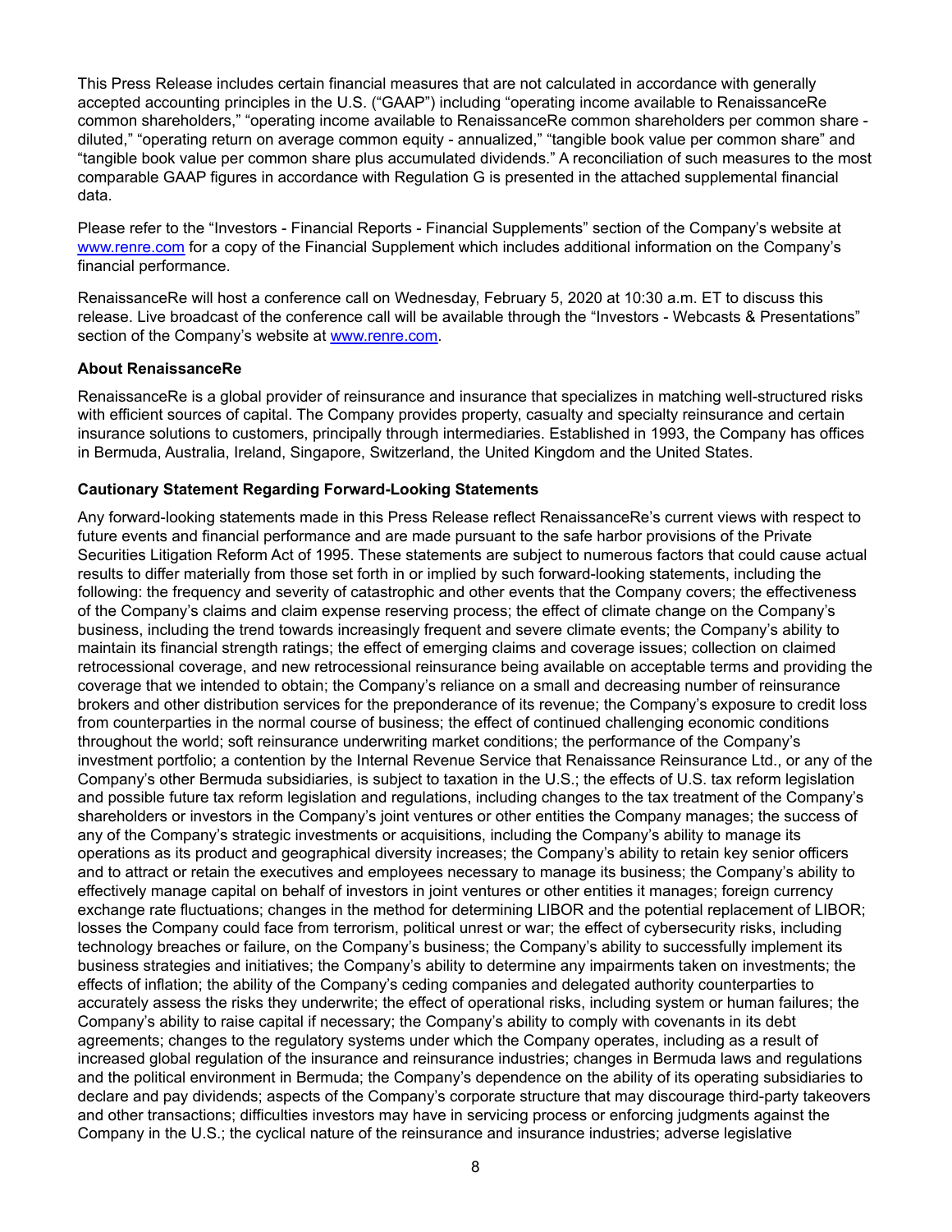This Press Release includes certain financial measures that are not calculated in accordance with generally accepted accounting principles in the U.S. ("GAAP") including "operating income available to RenaissanceRe common shareholders," "operating income available to RenaissanceRe common shareholders per common share - diluted," "operating return on average common equity - annualized," "tangible book value per common share" and "tangible book value per common share plus accumulated dividends." A reconciliation of such measures to the most comparable GAAP figures in accordance with Regulation G is presented in the attached supplemental financial data.

Please refer to the "Investors - Financial Reports - Financial Supplements" section of the Company's website at www.renre.com for a copy of the Financial Supplement which includes additional information on the Company's financial performance.

RenaissanceRe will host a conference call on Wednesday, February 5, 2020 at 10:30 a.m. ET to discuss this release. Live broadcast of the conference call will be available through the "Investors - Webcasts & Presentations" section of the Company's website at www.renre.com.

**About RenaissanceRe**

RenaissanceRe is a global provider of reinsurance and insurance that specializes in matching well-structured risks with efficient sources of capital. The Company provides property, casualty and specialty reinsurance and certain insurance solutions to customers, principally through intermediaries. Established in 1993, the Company has offices in Bermuda, Australia, Ireland, Singapore, Switzerland, the United Kingdom and the United States.

**Cautionary Statement Regarding Forward-Looking Statements**

Any forward-looking statements made in this Press Release reflect RenaissanceRe's current views with respect to future events and financial performance and are made pursuant to the safe harbor provisions of the Private Securities Litigation Reform Act of 1995. These statements are subject to numerous factors that could cause actual results to differ materially from those set forth in or implied by such forward-looking statements, including the following: the frequency and severity of catastrophic and other events that the Company covers; the effectiveness of the Company's claims and claim expense reserving process; the effect of climate change on the Company's business, including the trend towards increasingly frequent and severe climate events; the Company's ability to maintain its financial strength ratings; the effect of emerging claims and coverage issues; collection on claimed retrocessional coverage, and new retrocessional reinsurance being available on acceptable terms and providing the coverage that we intended to obtain; the Company's reliance on a small and decreasing number of reinsurance brokers and other distribution services for the preponderance of its revenue; the Company's exposure to credit loss from counterparties in the normal course of business; the effect of continued challenging economic conditions throughout the world; soft reinsurance underwriting market conditions; the performance of the Company's investment portfolio; a contention by the Internal Revenue Service that Renaissance Reinsurance Ltd., or any of the Company's other Bermuda subsidiaries, is subject to taxation in the U.S.; the effects of U.S. tax reform legislation and possible future tax reform legislation and regulations, including changes to the tax treatment of the Company's shareholders or investors in the Company's joint ventures or other entities the Company manages; the success of any of the Company's strategic investments or acquisitions, including the Company's ability to manage its operations as its product and geographical diversity increases; the Company's ability to retain key senior officers and to attract or retain the executives and employees necessary to manage its business; the Company's ability to effectively manage capital on behalf of investors in joint ventures or other entities it manages; foreign currency exchange rate fluctuations; changes in the method for determining LIBOR and the potential replacement of LIBOR; losses the Company could face from terrorism, political unrest or war; the effect of cybersecurity risks, including technology breaches or failure, on the Company's business; the Company's ability to successfully implement its business strategies and initiatives; the Company's ability to determine any impairments taken on investments; the effects of inflation; the ability of the Company's ceding companies and delegated authority counterparties to accurately assess the risks they underwrite; the effect of operational risks, including system or human failures; the Company's ability to raise capital if necessary; the Company's ability to comply with covenants in its debt agreements; changes to the regulatory systems under which the Company operates, including as a result of increased global regulation of the insurance and reinsurance industries; changes in Bermuda laws and regulations and the political environment in Bermuda; the Company's dependence on the ability of its operating subsidiaries to declare and pay dividends; aspects of the Company's corporate structure that may discourage third-party takeovers and other transactions; difficulties investors may have in servicing process or enforcing judgments against the Company in the U.S.; the cyclical nature of the reinsurance and insurance industries; adverse legislative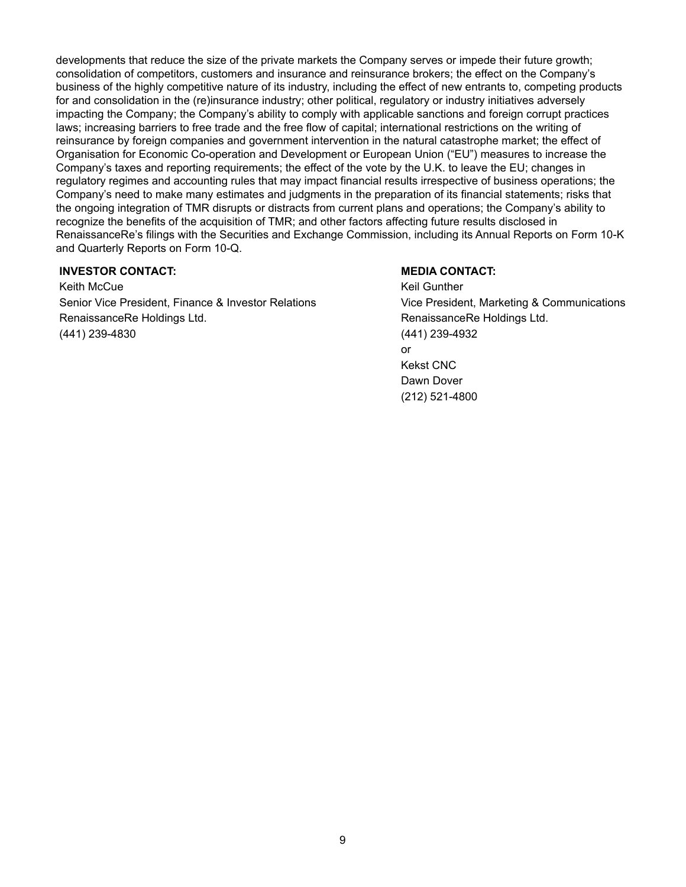developments that reduce the size of the private markets the Company serves or impede their future growth; consolidation of competitors, customers and insurance and reinsurance brokers; the effect on the Company's business of the highly competitive nature of its industry, including the effect of new entrants to, competing products for and consolidation in the (re)insurance industry; other political, regulatory or industry initiatives adversely impacting the Company; the Company's ability to comply with applicable sanctions and foreign corrupt practices laws; increasing barriers to free trade and the free flow of capital; international restrictions on the writing of reinsurance by foreign companies and government intervention in the natural catastrophe market; the effect of Organisation for Economic Co-operation and Development or European Union ("EU") measures to increase the Company's taxes and reporting requirements; the effect of the vote by the U.K. to leave the EU; changes in regulatory regimes and accounting rules that may impact financial results irrespective of business operations; the Company's need to make many estimates and judgments in the preparation of its financial statements; risks that the ongoing integration of TMR disrupts or distracts from current plans and operations; the Company's ability to recognize the benefits of the acquisition of TMR; and other factors affecting future results disclosed in RenaissanceRe's filings with the Securities and Exchange Commission, including its Annual Reports on Form 10-K and Quarterly Reports on Form 10-Q.

**INVESTOR CONTACT:**
Keith McCue
Senior Vice President, Finance & Investor Relations
RenaissanceRe Holdings Ltd.
(441) 239-4830

**MEDIA CONTACT:**
Keil Gunther
Vice President, Marketing & Communications
RenaissanceRe Holdings Ltd.
(441) 239-4932
or
Kekst CNC
Dawn Dover
(212) 521-4800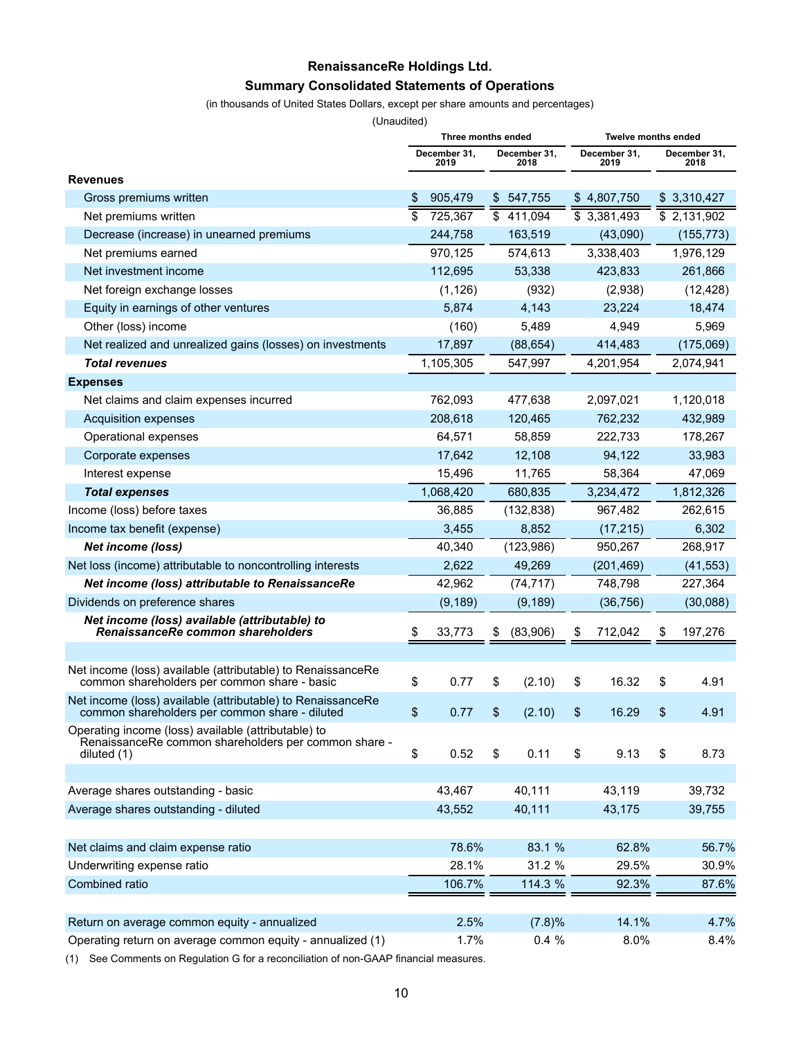**RenaissanceRe Holdings Ltd.**

**Summary Consolidated Statements of Operations**

(in thousands of United States Dollars, except per share amounts and percentages)

(Unaudited)

| | Three months ended | | Twelve months ended | |
|---|---|---|---|---|
| | December 31, 2019 | December 31, 2018 | December 31, 2019 | December 31, 2018 |
| **Revenues** | | | | |
| Gross premiums written | $ 905,479 | $ 547,755 | $ 4,807,750 | $ 3,310,427 |
| Net premiums written | $ 725,367 | $ 411,094 | $ 3,381,493 | $ 2,131,902 |
| Decrease (increase) in unearned premiums | 244,758 | 163,519 | (43,090) | (155,773) |
| Net premiums earned | 970,125 | 574,613 | 3,338,403 | 1,976,129 |
| Net investment income | 112,695 | 53,338 | 423,833 | 261,866 |
| Net foreign exchange losses | (1,126) | (932) | (2,938) | (12,428) |
| Equity in earnings of other ventures | 5,874 | 4,143 | 23,224 | 18,474 |
| Other (loss) income | (160) | 5,489 | 4,949 | 5,969 |
| Net realized and unrealized gains (losses) on investments | 17,897 | (88,654) | 414,483 | (175,069) |
| ***Total revenues*** | 1,105,305 | 547,997 | 4,201,954 | 2,074,941 |
| **Expenses** | | | | |
| Net claims and claim expenses incurred | 762,093 | 477,638 | 2,097,021 | 1,120,018 |
| Acquisition expenses | 208,618 | 120,465 | 762,232 | 432,989 |
| Operational expenses | 64,571 | 58,859 | 222,733 | 178,267 |
| Corporate expenses | 17,642 | 12,108 | 94,122 | 33,983 |
| Interest expense | 15,496 | 11,765 | 58,364 | 47,069 |
| ***Total expenses*** | 1,068,420 | 680,835 | 3,234,472 | 1,812,326 |
| Income (loss) before taxes | 36,885 | (132,838) | 967,482 | 262,615 |
| Income tax benefit (expense) | 3,455 | 8,852 | (17,215) | 6,302 |
| ***Net income (loss)*** | 40,340 | (123,986) | 950,267 | 268,917 |
| Net loss (income) attributable to noncontrolling interests | 2,622 | 49,269 | (201,469) | (41,553) |
| ***Net income (loss) attributable to RenaissanceRe*** | 42,962 | (74,717) | 748,798 | 227,364 |
| Dividends on preference shares | (9,189) | (9,189) | (36,756) | (30,088) |
| ***Net income (loss) available (attributable) to RenaissanceRe common shareholders*** | $ 33,773 | $ (83,906) | $ 712,042 | $ 197,276 |
| | | | | |
| Net income (loss) available (attributable) to RenaissanceRe common shareholders per common share - basic | $ 0.77 | $ (2.10) | $ 16.32 | $ 4.91 |
| Net income (loss) available (attributable) to RenaissanceRe common shareholders per common share - diluted | $ 0.77 | $ (2.10) | $ 16.29 | $ 4.91 |
| Operating income (loss) available (attributable) to RenaissanceRe common shareholders per common share - diluted (1) | $ 0.52 | $ 0.11 | $ 9.13 | $ 8.73 |
| | | | | |
| Average shares outstanding - basic | 43,467 | 40,111 | 43,119 | 39,732 |
| Average shares outstanding - diluted | 43,552 | 40,111 | 43,175 | 39,755 |
| | | | | |
| Net claims and claim expense ratio | 78.6% | 83.1 % | 62.8% | 56.7% |
| Underwriting expense ratio | 28.1% | 31.2 % | 29.5% | 30.9% |
| Combined ratio | 106.7% | 114.3 % | 92.3% | 87.6% |
| | | | | |
| Return on average common equity - annualized | 2.5% | (7.8)% | 14.1% | 4.7% |
| Operating return on average common equity - annualized (1) | 1.7% | 0.4 % | 8.0% | 8.4% |

(1) See Comments on Regulation G for a reconciliation of non-GAAP financial measures.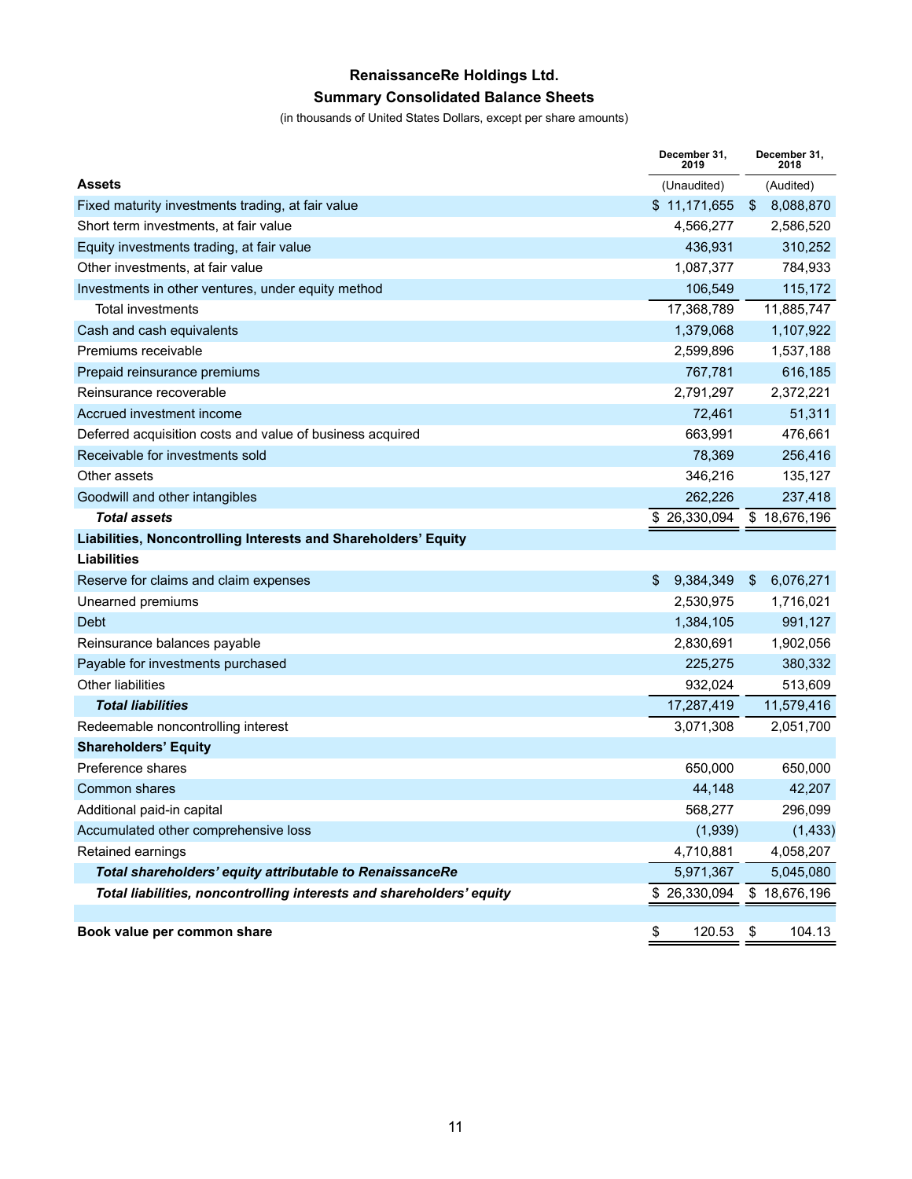# RenaissanceRe Holdings Ltd.

## Summary Consolidated Balance Sheets

(in thousands of United States Dollars, except per share amounts)

| | December 31, 2019 | December 31, 2018 |
|---|---|---|
| **Assets** | (Unaudited) | (Audited) |
| Fixed maturity investments trading, at fair value | $ 11,171,655 | $ 8,088,870 |
| Short term investments, at fair value | 4,566,277 | 2,586,520 |
| Equity investments trading, at fair value | 436,931 | 310,252 |
| Other investments, at fair value | 1,087,377 | 784,933 |
| Investments in other ventures, under equity method | 106,549 | 115,172 |
| Total investments | 17,368,789 | 11,885,747 |
| Cash and cash equivalents | 1,379,068 | 1,107,922 |
| Premiums receivable | 2,599,896 | 1,537,188 |
| Prepaid reinsurance premiums | 767,781 | 616,185 |
| Reinsurance recoverable | 2,791,297 | 2,372,221 |
| Accrued investment income | 72,461 | 51,311 |
| Deferred acquisition costs and value of business acquired | 663,991 | 476,661 |
| Receivable for investments sold | 78,369 | 256,416 |
| Other assets | 346,216 | 135,127 |
| Goodwill and other intangibles | 262,226 | 237,418 |
| ***Total assets*** | $ 26,330,094 | $ 18,676,196 |
| **Liabilities, Noncontrolling Interests and Shareholders' Equity** | | |
| **Liabilities** | | |
| Reserve for claims and claim expenses | $ 9,384,349 | $ 6,076,271 |
| Unearned premiums | 2,530,975 | 1,716,021 |
| Debt | 1,384,105 | 991,127 |
| Reinsurance balances payable | 2,830,691 | 1,902,056 |
| Payable for investments purchased | 225,275 | 380,332 |
| Other liabilities | 932,024 | 513,609 |
| ***Total liabilities*** | 17,287,419 | 11,579,416 |
| Redeemable noncontrolling interest | 3,071,308 | 2,051,700 |
| **Shareholders' Equity** | | |
| Preference shares | 650,000 | 650,000 |
| Common shares | 44,148 | 42,207 |
| Additional paid-in capital | 568,277 | 296,099 |
| Accumulated other comprehensive loss | (1,939) | (1,433) |
| Retained earnings | 4,710,881 | 4,058,207 |
| ***Total shareholders' equity attributable to RenaissanceRe*** | 5,971,367 | 5,045,080 |
| ***Total liabilities, noncontrolling interests and shareholders' equity*** | $ 26,330,094 | $ 18,676,196 |
| | | |
| **Book value per common share** | $ 120.53 | $ 104.13 |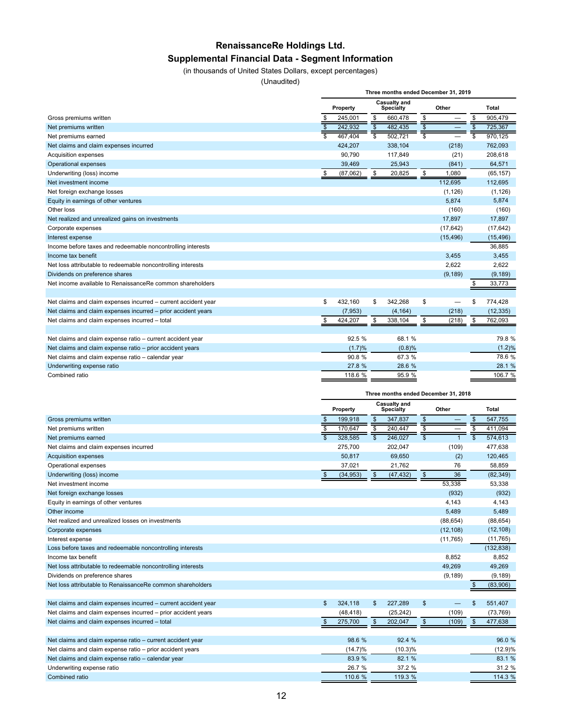# RenaissanceRe Holdings Ltd.

## Supplemental Financial Data - Segment Information

(in thousands of United States Dollars, except percentages)

(Unaudited)

| | Three months ended December 31, 2019 | | | |
|---|---|---|---|---|
| | Property | Casualty and Specialty | Other | Total |
| Gross premiums written | $ 245,001 | $ 660,478 | $ — | $ 905,479 |
| Net premiums written | $ 242,932 | $ 482,435 | $ — | $ 725,367 |
| Net premiums earned | $ 467,404 | $ 502,721 | $ — | $ 970,125 |
| Net claims and claim expenses incurred | 424,207 | 338,104 | (218) | 762,093 |
| Acquisition expenses | 90,790 | 117,849 | (21) | 208,618 |
| Operational expenses | 39,469 | 25,943 | (841) | 64,571 |
| Underwriting (loss) income | $ (87,062) | $ 20,825 | $ 1,080 | (65,157) |
| Net investment income | | | 112,695 | 112,695 |
| Net foreign exchange losses | | | (1,126) | (1,126) |
| Equity in earnings of other ventures | | | 5,874 | 5,874 |
| Other loss | | | (160) | (160) |
| Net realized and unrealized gains on investments | | | 17,897 | 17,897 |
| Corporate expenses | | | (17,642) | (17,642) |
| Interest expense | | | (15,496) | (15,496) |
| Income before taxes and redeemable noncontrolling interests | | | | 36,885 |
| Income tax benefit | | | 3,455 | 3,455 |
| Net loss attributable to redeemable noncontrolling interests | | | 2,622 | 2,622 |
| Dividends on preference shares | | | (9,189) | (9,189) |
| Net income available to RenaissanceRe common shareholders | | | | $ 33,773 |
| | | | | |
| Net claims and claim expenses incurred – current accident year | $ 432,160 | $ 342,268 | $ — | $ 774,428 |
| Net claims and claim expenses incurred – prior accident years | (7,953) | (4,164) | (218) | (12,335) |
| Net claims and claim expenses incurred – total | $ 424,207 | $ 338,104 | $ (218) | $ 762,093 |
| | | | | |
| Net claims and claim expense ratio – current accident year | 92.5 % | 68.1 % | | 79.8 % |
| Net claims and claim expense ratio – prior accident years | (1.7)% | (0.8)% | | (1.2)% |
| Net claims and claim expense ratio – calendar year | 90.8 % | 67.3 % | | 78.6 % |
| Underwriting expense ratio | 27.8 % | 28.6 % | | 28.1 % |
| Combined ratio | 118.6 % | 95.9 % | | 106.7 % |

| | Three months ended December 31, 2018 | | | |
|---|---|---|---|---|
| | Property | Casualty and Specialty | Other | Total |
| Gross premiums written | $ 199,918 | $ 347,837 | $ — | $ 547,755 |
| Net premiums written | $ 170,647 | $ 240,447 | $ — | $ 411,094 |
| Net premiums earned | $ 328,585 | $ 246,027 | $ 1 | $ 574,613 |
| Net claims and claim expenses incurred | 275,700 | 202,047 | (109) | 477,638 |
| Acquisition expenses | 50,817 | 69,650 | (2) | 120,465 |
| Operational expenses | 37,021 | 21,762 | 76 | 58,859 |
| Underwriting (loss) income | $ (34,953) | $ (47,432) | $ 36 | (82,349) |
| Net investment income | | | 53,338 | 53,338 |
| Net foreign exchange losses | | | (932) | (932) |
| Equity in earnings of other ventures | | | 4,143 | 4,143 |
| Other income | | | 5,489 | 5,489 |
| Net realized and unrealized losses on investments | | | (88,654) | (88,654) |
| Corporate expenses | | | (12,108) | (12,108) |
| Interest expense | | | (11,765) | (11,765) |
| Loss before taxes and redeemable noncontrolling interests | | | | (132,838) |
| Income tax benefit | | | 8,852 | 8,852 |
| Net loss attributable to redeemable noncontrolling interests | | | 49,269 | 49,269 |
| Dividends on preference shares | | | (9,189) | (9,189) |
| Net loss attributable to RenaissanceRe common shareholders | | | | $ (83,906) |
| | | | | |
| Net claims and claim expenses incurred – current accident year | $ 324,118 | $ 227,289 | $ — | $ 551,407 |
| Net claims and claim expenses incurred – prior accident years | (48,418) | (25,242) | (109) | (73,769) |
| Net claims and claim expenses incurred – total | $ 275,700 | $ 202,047 | $ (109) | $ 477,638 |
| | | | | |
| Net claims and claim expense ratio – current accident year | 98.6 % | 92.4 % | | 96.0 % |
| Net claims and claim expense ratio – prior accident years | (14.7)% | (10.3)% | | (12.9)% |
| Net claims and claim expense ratio – calendar year | 83.9 % | 82.1 % | | 83.1 % |
| Underwriting expense ratio | 26.7 % | 37.2 % | | 31.2 % |
| Combined ratio | 110.6 % | 119.3 % | | 114.3 % |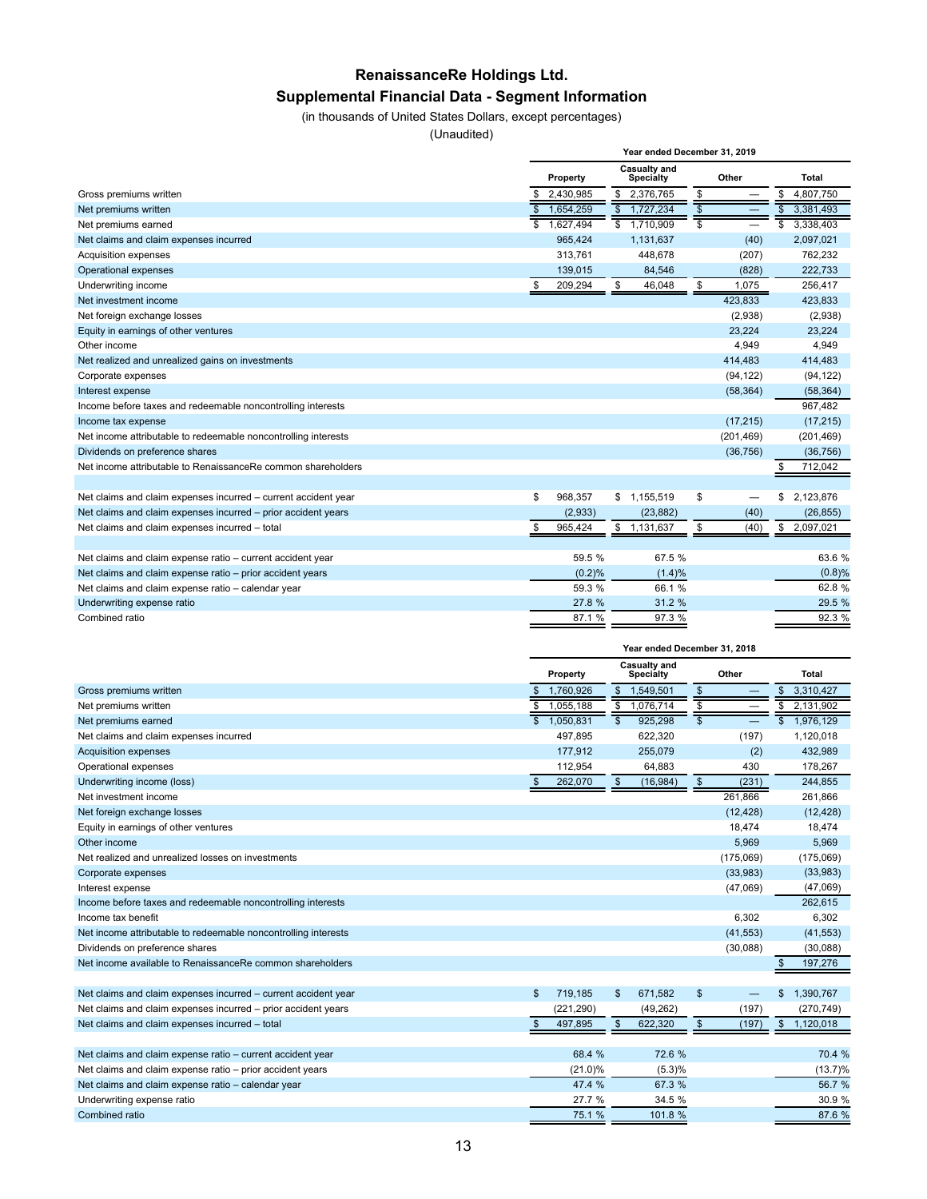# RenaissanceRe Holdings Ltd.

## Supplemental Financial Data - Segment Information

(in thousands of United States Dollars, except percentages)

(Unaudited)

| | Year ended December 31, 2019 | | | |
|---|---|---|---|---|
| | Property | Casualty and Specialty | Other | Total |
| Gross premiums written | $ 2,430,985 | $ 2,376,765 | $ — | $ 4,807,750 |
| Net premiums written | $ 1,654,259 | $ 1,727,234 | $ — | $ 3,381,493 |
| Net premiums earned | $ 1,627,494 | $ 1,710,909 | $ — | $ 3,338,403 |
| Net claims and claim expenses incurred | 965,424 | 1,131,637 | (40) | 2,097,021 |
| Acquisition expenses | 313,761 | 448,678 | (207) | 762,232 |
| Operational expenses | 139,015 | 84,546 | (828) | 222,733 |
| Underwriting income | $ 209,294 | $ 46,048 | $ 1,075 | 256,417 |
| Net investment income | | | 423,833 | 423,833 |
| Net foreign exchange losses | | | (2,938) | (2,938) |
| Equity in earnings of other ventures | | | 23,224 | 23,224 |
| Other income | | | 4,949 | 4,949 |
| Net realized and unrealized gains on investments | | | 414,483 | 414,483 |
| Corporate expenses | | | (94,122) | (94,122) |
| Interest expense | | | (58,364) | (58,364) |
| Income before taxes and redeemable noncontrolling interests | | | | 967,482 |
| Income tax expense | | | (17,215) | (17,215) |
| Net income attributable to redeemable noncontrolling interests | | | (201,469) | (201,469) |
| Dividends on preference shares | | | (36,756) | (36,756) |
| Net income attributable to RenaissanceRe common shareholders | | | | $ 712,042 |
| | | | | |
| Net claims and claim expenses incurred – current accident year | $ 968,357 | $ 1,155,519 | $ — | $ 2,123,876 |
| Net claims and claim expenses incurred – prior accident years | (2,933) | (23,882) | (40) | (26,855) |
| Net claims and claim expenses incurred – total | $ 965,424 | $ 1,131,637 | $ (40) | $ 2,097,021 |
| | | | | |
| Net claims and claim expense ratio – current accident year | 59.5 % | 67.5 % | | 63.6 % |
| Net claims and claim expense ratio – prior accident years | (0.2)% | (1.4)% | | (0.8)% |
| Net claims and claim expense ratio – calendar year | 59.3 % | 66.1 % | | 62.8 % |
| Underwriting expense ratio | 27.8 % | 31.2 % | | 29.5 % |
| Combined ratio | 87.1 % | 97.3 % | | 92.3 % |

| | Year ended December 31, 2018 | | | |
|---|---|---|---|---|
| | Property | Casualty and Specialty | Other | Total |
| Gross premiums written | $ 1,760,926 | $ 1,549,501 | $ — | $ 3,310,427 |
| Net premiums written | $ 1,055,188 | $ 1,076,714 | $ — | $ 2,131,902 |
| Net premiums earned | $ 1,050,831 | $ 925,298 | $ — | $ 1,976,129 |
| Net claims and claim expenses incurred | 497,895 | 622,320 | (197) | 1,120,018 |
| Acquisition expenses | 177,912 | 255,079 | (2) | 432,989 |
| Operational expenses | 112,954 | 64,883 | 430 | 178,267 |
| Underwriting income (loss) | $ 262,070 | $ (16,984) | $ (231) | 244,855 |
| Net investment income | | | 261,866 | 261,866 |
| Net foreign exchange losses | | | (12,428) | (12,428) |
| Equity in earnings of other ventures | | | 18,474 | 18,474 |
| Other income | | | 5,969 | 5,969 |
| Net realized and unrealized losses on investments | | | (175,069) | (175,069) |
| Corporate expenses | | | (33,983) | (33,983) |
| Interest expense | | | (47,069) | (47,069) |
| Income before taxes and redeemable noncontrolling interests | | | | 262,615 |
| Income tax benefit | | | 6,302 | 6,302 |
| Net income attributable to redeemable noncontrolling interests | | | (41,553) | (41,553) |
| Dividends on preference shares | | | (30,088) | (30,088) |
| Net income available to RenaissanceRe common shareholders | | | | $ 197,276 |
| | | | | |
| Net claims and claim expenses incurred – current accident year | $ 719,185 | $ 671,582 | $ — | $ 1,390,767 |
| Net claims and claim expenses incurred – prior accident years | (221,290) | (49,262) | (197) | (270,749) |
| Net claims and claim expenses incurred – total | $ 497,895 | $ 622,320 | $ (197) | $ 1,120,018 |
| | | | | |
| Net claims and claim expense ratio – current accident year | 68.4 % | 72.6 % | | 70.4 % |
| Net claims and claim expense ratio – prior accident years | (21.0)% | (5.3)% | | (13.7)% |
| Net claims and claim expense ratio – calendar year | 47.4 % | 67.3 % | | 56.7 % |
| Underwriting expense ratio | 27.7 % | 34.5 % | | 30.9 % |
| Combined ratio | 75.1 % | 101.8 % | | 87.6 % |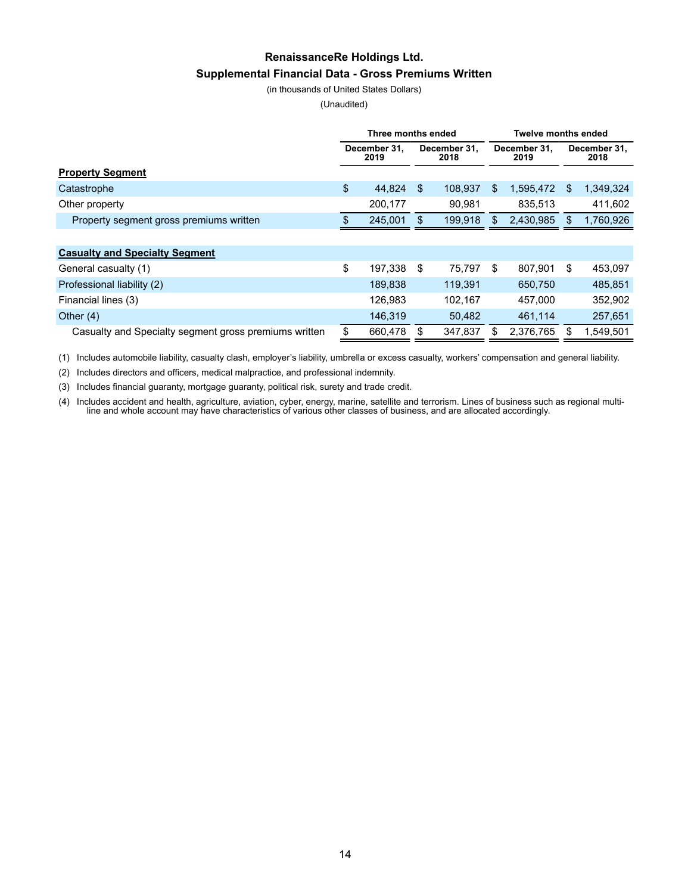# RenaissanceRe Holdings Ltd.

## Supplemental Financial Data - Gross Premiums Written

(in thousands of United States Dollars)

(Unaudited)

| | Three months ended | | Twelve months ended | |
|---|---|---|---|---|
| | December 31, 2019 | December 31, 2018 | December 31, 2019 | December 31, 2018 |
| **Property Segment** | | | | |
| Catastrophe | $ 44,824 | $ 108,937 | $ 1,595,472 | $ 1,349,324 |
| Other property | 200,177 | 90,981 | 835,513 | 411,602 |
| Property segment gross premiums written | $ 245,001 | $ 199,918 | $ 2,430,985 | $ 1,760,926 |
| | | | | |
| **Casualty and Specialty Segment** | | | | |
| General casualty (1) | $ 197,338 | $ 75,797 | $ 807,901 | $ 453,097 |
| Professional liability (2) | 189,838 | 119,391 | 650,750 | 485,851 |
| Financial lines (3) | 126,983 | 102,167 | 457,000 | 352,902 |
| Other (4) | 146,319 | 50,482 | 461,114 | 257,651 |
| Casualty and Specialty segment gross premiums written | $ 660,478 | $ 347,837 | $ 2,376,765 | $ 1,549,501 |

(1) Includes automobile liability, casualty clash, employer's liability, umbrella or excess casualty, workers' compensation and general liability.

(2) Includes directors and officers, medical malpractice, and professional indemnity.

(3) Includes financial guaranty, mortgage guaranty, political risk, surety and trade credit.

(4) Includes accident and health, agriculture, aviation, cyber, energy, marine, satellite and terrorism. Lines of business such as regional multi-line and whole account may have characteristics of various other classes of business, and are allocated accordingly.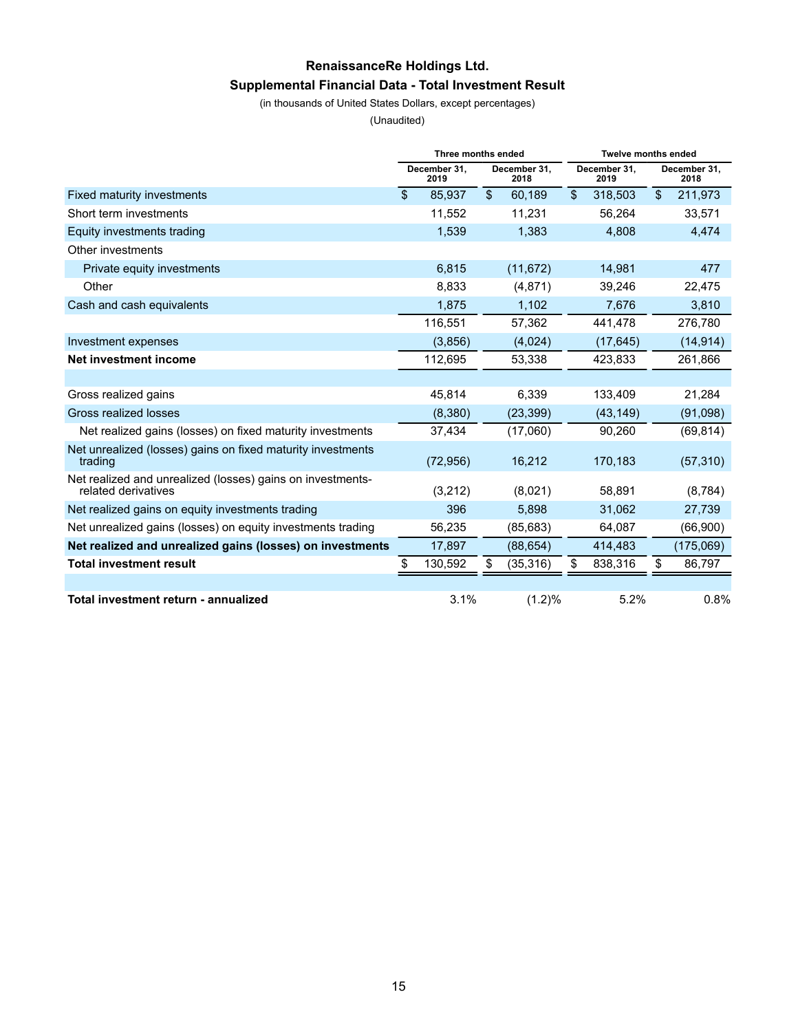# RenaissanceRe Holdings Ltd.

## Supplemental Financial Data - Total Investment Result

(in thousands of United States Dollars, except percentages)

(Unaudited)

| | Three months ended | | Twelve months ended | |
|---|---|---|---|---|
| | December 31, 2019 | December 31, 2018 | December 31, 2019 | December 31, 2018 |
| Fixed maturity investments | $ 85,937 | $ 60,189 | $ 318,503 | $ 211,973 |
| Short term investments | 11,552 | 11,231 | 56,264 | 33,571 |
| Equity investments trading | 1,539 | 1,383 | 4,808 | 4,474 |
| Other investments | | | | |
| Private equity investments | 6,815 | (11,672) | 14,981 | 477 |
| Other | 8,833 | (4,871) | 39,246 | 22,475 |
| Cash and cash equivalents | 1,875 | 1,102 | 7,676 | 3,810 |
| | 116,551 | 57,362 | 441,478 | 276,780 |
| Investment expenses | (3,856) | (4,024) | (17,645) | (14,914) |
| **Net investment income** | 112,695 | 53,338 | 423,833 | 261,866 |
| | | | | |
| Gross realized gains | 45,814 | 6,339 | 133,409 | 21,284 |
| Gross realized losses | (8,380) | (23,399) | (43,149) | (91,098) |
| Net realized gains (losses) on fixed maturity investments | 37,434 | (17,060) | 90,260 | (69,814) |
| Net unrealized (losses) gains on fixed maturity investments trading | (72,956) | 16,212 | 170,183 | (57,310) |
| Net realized and unrealized (losses) gains on investments-related derivatives | (3,212) | (8,021) | 58,891 | (8,784) |
| Net realized gains on equity investments trading | 396 | 5,898 | 31,062 | 27,739 |
| Net unrealized gains (losses) on equity investments trading | 56,235 | (85,683) | 64,087 | (66,900) |
| **Net realized and unrealized gains (losses) on investments** | 17,897 | (88,654) | 414,483 | (175,069) |
| **Total investment result** | $ 130,592 | $ (35,316) | $ 838,316 | $ 86,797 |
| | | | | |
| **Total investment return - annualized** | 3.1% | (1.2)% | 5.2% | 0.8% |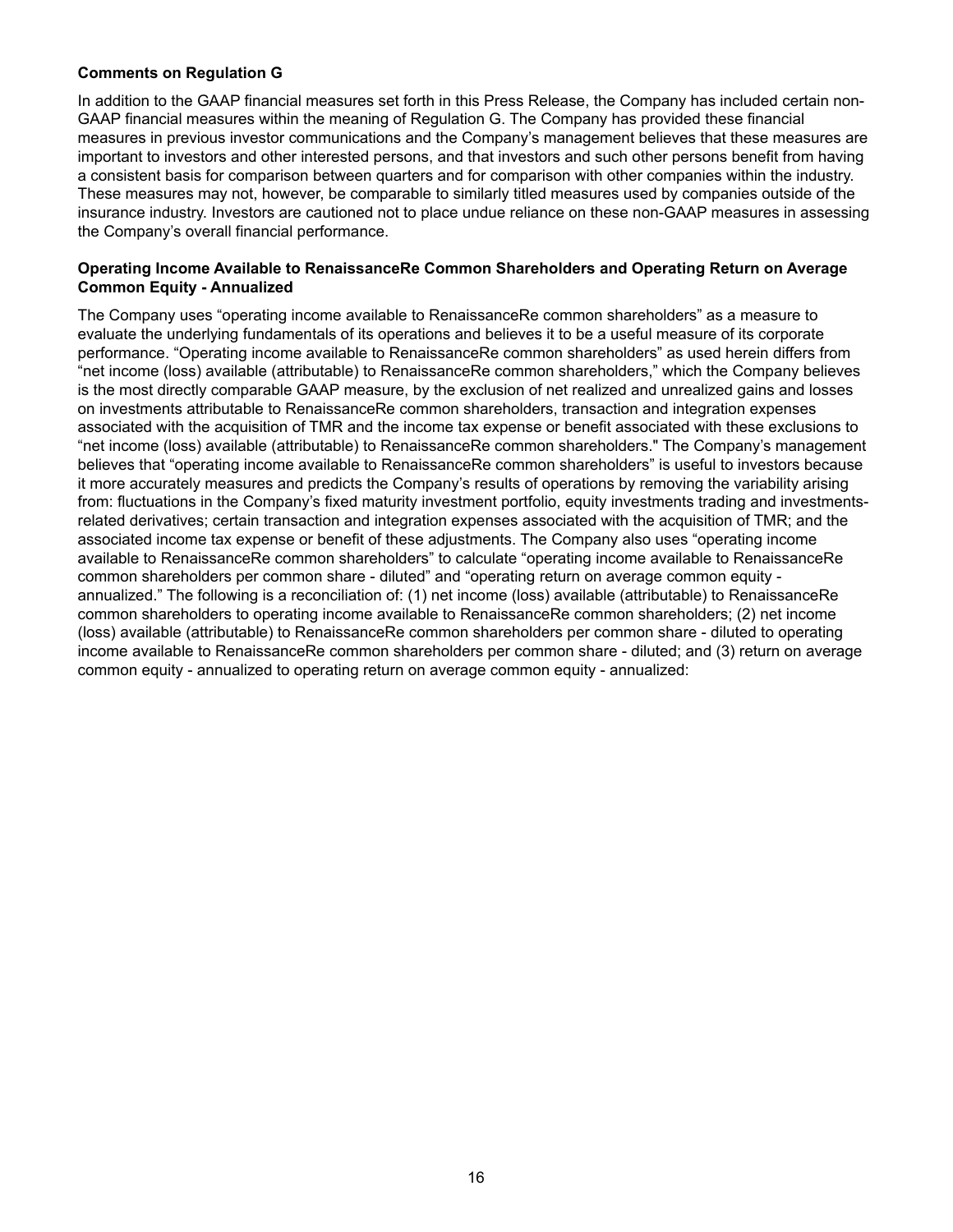**Comments on Regulation G**

In addition to the GAAP financial measures set forth in this Press Release, the Company has included certain non-GAAP financial measures within the meaning of Regulation G. The Company has provided these financial measures in previous investor communications and the Company's management believes that these measures are important to investors and other interested persons, and that investors and such other persons benefit from having a consistent basis for comparison between quarters and for comparison with other companies within the industry. These measures may not, however, be comparable to similarly titled measures used by companies outside of the insurance industry. Investors are cautioned not to place undue reliance on these non-GAAP measures in assessing the Company's overall financial performance.

**Operating Income Available to RenaissanceRe Common Shareholders and Operating Return on Average Common Equity - Annualized**

The Company uses "operating income available to RenaissanceRe common shareholders" as a measure to evaluate the underlying fundamentals of its operations and believes it to be a useful measure of its corporate performance. "Operating income available to RenaissanceRe common shareholders" as used herein differs from "net income (loss) available (attributable) to RenaissanceRe common shareholders," which the Company believes is the most directly comparable GAAP measure, by the exclusion of net realized and unrealized gains and losses on investments attributable to RenaissanceRe common shareholders, transaction and integration expenses associated with the acquisition of TMR and the income tax expense or benefit associated with these exclusions to "net income (loss) available (attributable) to RenaissanceRe common shareholders." The Company's management believes that "operating income available to RenaissanceRe common shareholders" is useful to investors because it more accurately measures and predicts the Company's results of operations by removing the variability arising from: fluctuations in the Company's fixed maturity investment portfolio, equity investments trading and investments-related derivatives; certain transaction and integration expenses associated with the acquisition of TMR; and the associated income tax expense or benefit of these adjustments. The Company also uses "operating income available to RenaissanceRe common shareholders" to calculate "operating income available to RenaissanceRe common shareholders per common share - diluted" and "operating return on average common equity - annualized." The following is a reconciliation of: (1) net income (loss) available (attributable) to RenaissanceRe common shareholders to operating income available to RenaissanceRe common shareholders; (2) net income (loss) available (attributable) to RenaissanceRe common shareholders per common share - diluted to operating income available to RenaissanceRe common shareholders per common share - diluted; and (3) return on average common equity - annualized to operating return on average common equity - annualized: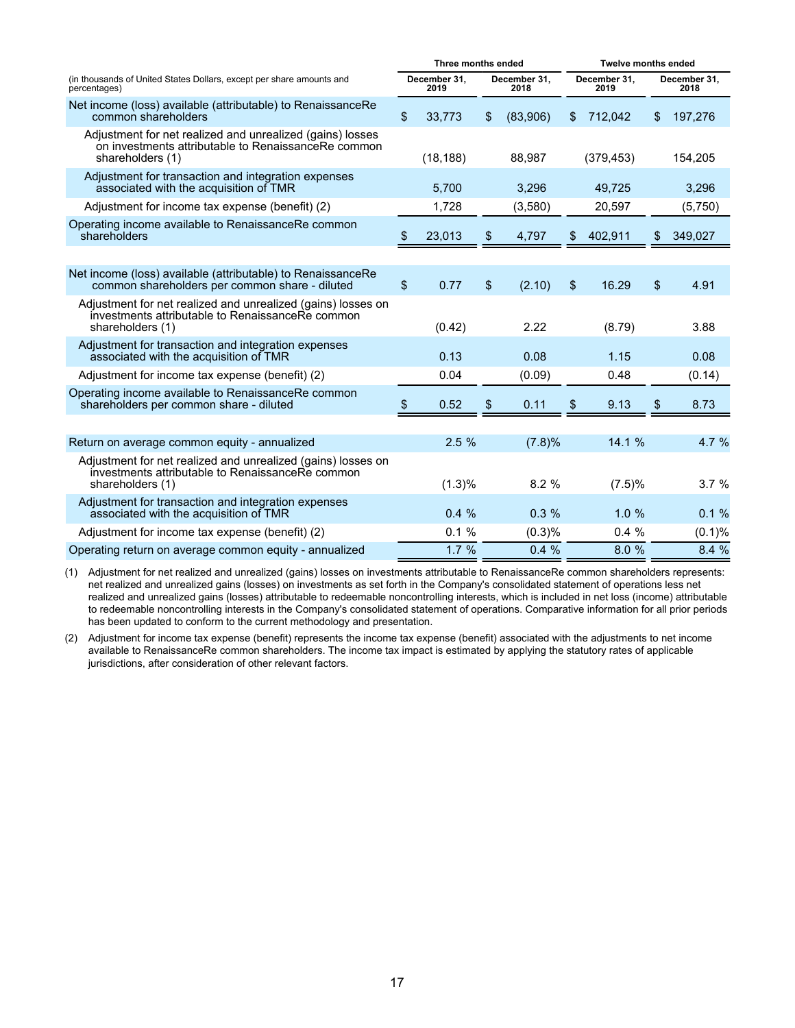| (in thousands of United States Dollars, except per share amounts and percentages) | Three months ended | | Twelve months ended | |
|---|---|---|---|---|
| | December 31, 2019 | December 31, 2018 | December 31, 2019 | December 31, 2018 |
| Net income (loss) available (attributable) to RenaissanceRe common shareholders | $ 33,773 | $ (83,906) | $ 712,042 | $ 197,276 |
| Adjustment for net realized and unrealized (gains) losses on investments attributable to RenaissanceRe common shareholders (1) | (18,188) | 88,987 | (379,453) | 154,205 |
| Adjustment for transaction and integration expenses associated with the acquisition of TMR | 5,700 | 3,296 | 49,725 | 3,296 |
| Adjustment for income tax expense (benefit) (2) | 1,728 | (3,580) | 20,597 | (5,750) |
| Operating income available to RenaissanceRe common shareholders | $ 23,013 | $ 4,797 | $ 402,911 | $ 349,027 |
| | | | | |
| Net income (loss) available (attributable) to RenaissanceRe common shareholders per common share - diluted | $ 0.77 | $ (2.10) | $ 16.29 | $ 4.91 |
| Adjustment for net realized and unrealized (gains) losses on investments attributable to RenaissanceRe common shareholders (1) | (0.42) | 2.22 | (8.79) | 3.88 |
| Adjustment for transaction and integration expenses associated with the acquisition of TMR | 0.13 | 0.08 | 1.15 | 0.08 |
| Adjustment for income tax expense (benefit) (2) | 0.04 | (0.09) | 0.48 | (0.14) |
| Operating income available to RenaissanceRe common shareholders per common share - diluted | $ 0.52 | $ 0.11 | $ 9.13 | $ 8.73 |
| | | | | |
| Return on average common equity - annualized | 2.5 % | (7.8)% | 14.1 % | 4.7 % |
| Adjustment for net realized and unrealized (gains) losses on investments attributable to RenaissanceRe common shareholders (1) | (1.3)% | 8.2 % | (7.5)% | 3.7 % |
| Adjustment for transaction and integration expenses associated with the acquisition of TMR | 0.4 % | 0.3 % | 1.0 % | 0.1 % |
| Adjustment for income tax expense (benefit) (2) | 0.1 % | (0.3)% | 0.4 % | (0.1)% |
| Operating return on average common equity - annualized | 1.7 % | 0.4 % | 8.0 % | 8.4 % |

(1) Adjustment for net realized and unrealized (gains) losses on investments attributable to RenaissanceRe common shareholders represents: net realized and unrealized gains (losses) on investments as set forth in the Company's consolidated statement of operations less net realized and unrealized gains (losses) attributable to redeemable noncontrolling interests, which is included in net loss (income) attributable to redeemable noncontrolling interests in the Company's consolidated statement of operations. Comparative information for all prior periods has been updated to conform to the current methodology and presentation.

(2) Adjustment for income tax expense (benefit) represents the income tax expense (benefit) associated with the adjustments to net income available to RenaissanceRe common shareholders. The income tax impact is estimated by applying the statutory rates of applicable jurisdictions, after consideration of other relevant factors.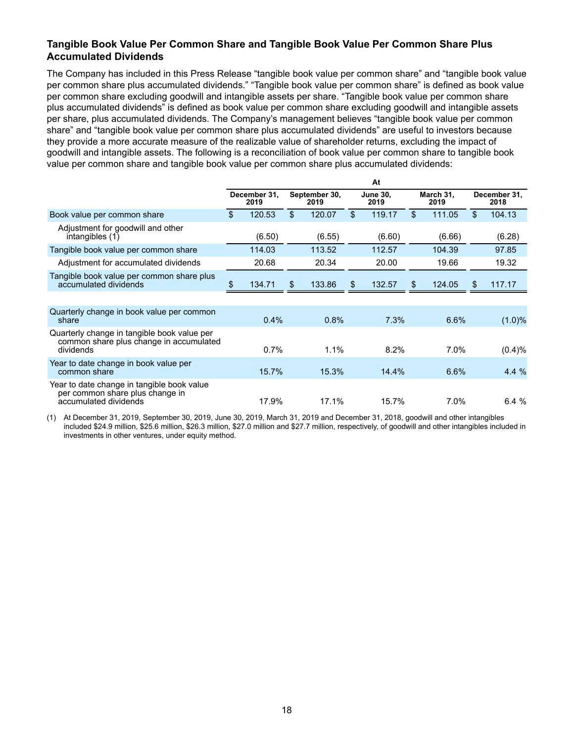## Tangible Book Value Per Common Share and Tangible Book Value Per Common Share Plus Accumulated Dividends

The Company has included in this Press Release "tangible book value per common share" and "tangible book value per common share plus accumulated dividends." "Tangible book value per common share" is defined as book value per common share excluding goodwill and intangible assets per share. "Tangible book value per common share plus accumulated dividends" is defined as book value per common share excluding goodwill and intangible assets per share, plus accumulated dividends. The Company's management believes "tangible book value per common share" and "tangible book value per common share plus accumulated dividends" are useful to investors because they provide a more accurate measure of the realizable value of shareholder returns, excluding the impact of goodwill and intangible assets. The following is a reconciliation of book value per common share to tangible book value per common share and tangible book value per common share plus accumulated dividends:

| | At | | | | |
|---|---|---|---|---|---|
| | December 31, 2019 | September 30, 2019 | June 30, 2019 | March 31, 2019 | December 31, 2018 |
| Book value per common share | $ 120.53 | $ 120.07 | $ 119.17 | $ 111.05 | $ 104.13 |
| Adjustment for goodwill and other intangibles (1) | (6.50) | (6.55) | (6.60) | (6.66) | (6.28) |
| Tangible book value per common share | 114.03 | 113.52 | 112.57 | 104.39 | 97.85 |
| Adjustment for accumulated dividends | 20.68 | 20.34 | 20.00 | 19.66 | 19.32 |
| Tangible book value per common share plus accumulated dividends | $ 134.71 | $ 133.86 | $ 132.57 | $ 124.05 | $ 117.17 |
| | | | | | |
| Quarterly change in book value per common share | 0.4% | 0.8% | 7.3% | 6.6% | (1.0)% |
| Quarterly change in tangible book value per common share plus change in accumulated dividends | 0.7% | 1.1% | 8.2% | 7.0% | (0.4)% |
| Year to date change in book value per common share | 15.7% | 15.3% | 14.4% | 6.6% | 4.4 % |
| Year to date change in tangible book value per common share plus change in accumulated dividends | 17.9% | 17.1% | 15.7% | 7.0% | 6.4 % |

(1) At December 31, 2019, September 30, 2019, June 30, 2019, March 31, 2019 and December 31, 2018, goodwill and other intangibles included $24.9 million, $25.6 million, $26.3 million, $27.0 million and $27.7 million, respectively, of goodwill and other intangibles included in investments in other ventures, under equity method.